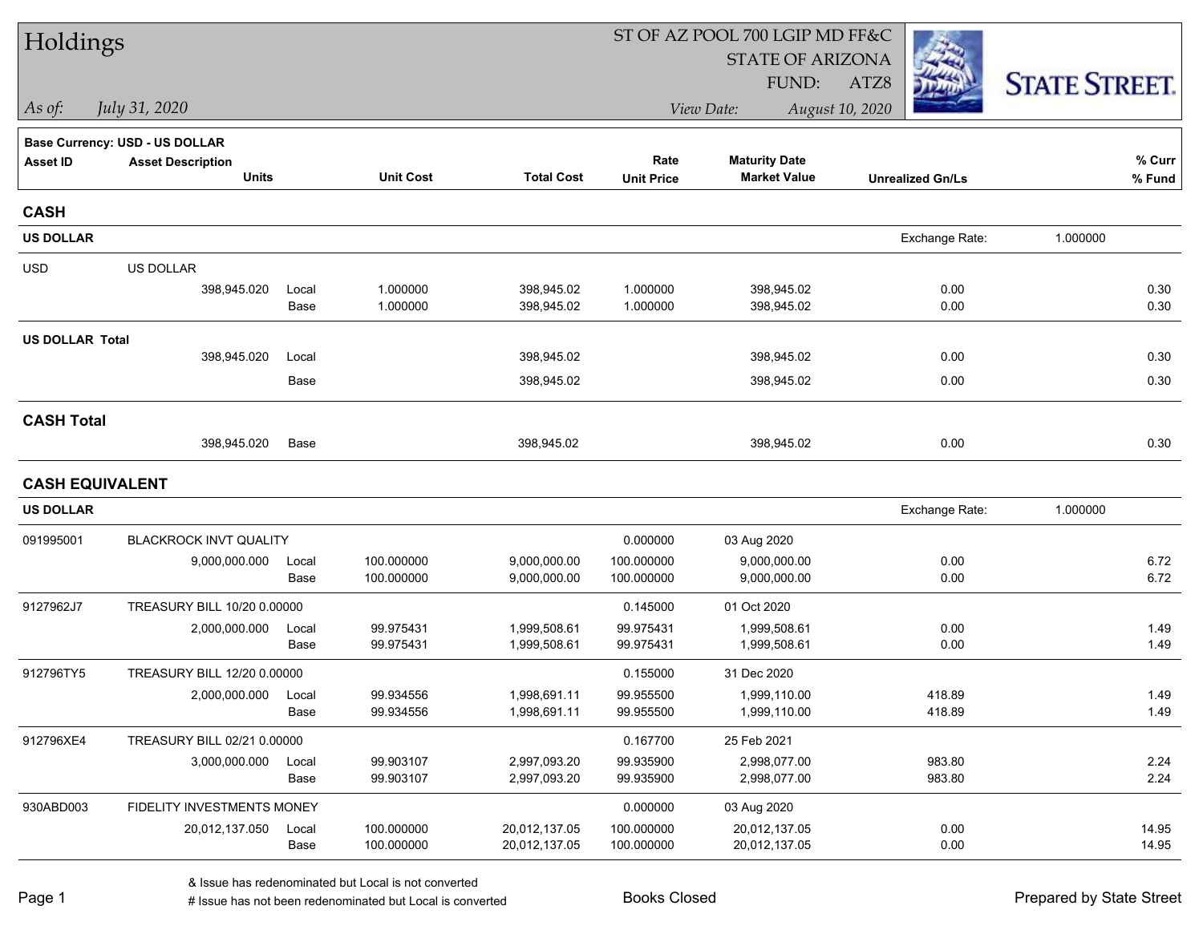# Holdings

ST OF AZ POOL 700 LGIP MD FF&C
STATE OF ARIZONA
FUND: ATZ8

*As of:* *July 31, 2020*

*View Date:* *August 10, 2020*

STATE STREET.

**Base Currency: USD - US DOLLAR**

| Asset ID | Asset Description / Units | | Unit Cost | Total Cost | Rate / Unit Price | Maturity Date / Market Value | Unrealized Gn/Ls | % Curr / % Fund |
|---|---|---|---|---|---|---|---|---|
| **CASH** | | | | | | | | |
| **US DOLLAR** | | | | | | | Exchange Rate: | 1.000000 |
| USD | US DOLLAR | | | | | | | |
| | 398,945.020 | Local | 1.000000 | 398,945.02 | 1.000000 | 398,945.02 | 0.00 | 0.30 |
| | | Base | 1.000000 | 398,945.02 | 1.000000 | 398,945.02 | 0.00 | 0.30 |
| **US DOLLAR Total** | | | | | | | | |
| | 398,945.020 | Local | | 398,945.02 | | 398,945.02 | 0.00 | 0.30 |
| | | Base | | 398,945.02 | | 398,945.02 | 0.00 | 0.30 |
| **CASH Total** | | | | | | | | |
| | 398,945.020 | Base | | 398,945.02 | | 398,945.02 | 0.00 | 0.30 |
| **CASH EQUIVALENT** | | | | | | | | |
| **US DOLLAR** | | | | | | | Exchange Rate: | 1.000000 |
| 091995001 | BLACKROCK INVT QUALITY | | | | 0.000000 | 03 Aug 2020 | | |
| | 9,000,000.000 | Local | 100.000000 | 9,000,000.00 | 100.000000 | 9,000,000.00 | 0.00 | 6.72 |
| | | Base | 100.000000 | 9,000,000.00 | 100.000000 | 9,000,000.00 | 0.00 | 6.72 |
| 9127962J7 | TREASURY BILL 10/20 0.00000 | | | | 0.145000 | 01 Oct 2020 | | |
| | 2,000,000.000 | Local | 99.975431 | 1,999,508.61 | 99.975431 | 1,999,508.61 | 0.00 | 1.49 |
| | | Base | 99.975431 | 1,999,508.61 | 99.975431 | 1,999,508.61 | 0.00 | 1.49 |
| 912796TY5 | TREASURY BILL 12/20 0.00000 | | | | 0.155000 | 31 Dec 2020 | | |
| | 2,000,000.000 | Local | 99.934556 | 1,998,691.11 | 99.955500 | 1,999,110.00 | 418.89 | 1.49 |
| | | Base | 99.934556 | 1,998,691.11 | 99.955500 | 1,999,110.00 | 418.89 | 1.49 |
| 912796XE4 | TREASURY BILL 02/21 0.00000 | | | | 0.167700 | 25 Feb 2021 | | |
| | 3,000,000.000 | Local | 99.903107 | 2,997,093.20 | 99.935900 | 2,998,077.00 | 983.80 | 2.24 |
| | | Base | 99.903107 | 2,997,093.20 | 99.935900 | 2,998,077.00 | 983.80 | 2.24 |
| 930ABD003 | FIDELITY INVESTMENTS MONEY | | | | 0.000000 | 03 Aug 2020 | | |
| | 20,012,137.050 | Local | 100.000000 | 20,012,137.05 | 100.000000 | 20,012,137.05 | 0.00 | 14.95 |
| | | Base | 100.000000 | 20,012,137.05 | 100.000000 | 20,012,137.05 | 0.00 | 14.95 |

& Issue has redenominated but Local is not converted
# Issue has not been redenominated but Local is converted

Books Closed

Prepared by State Street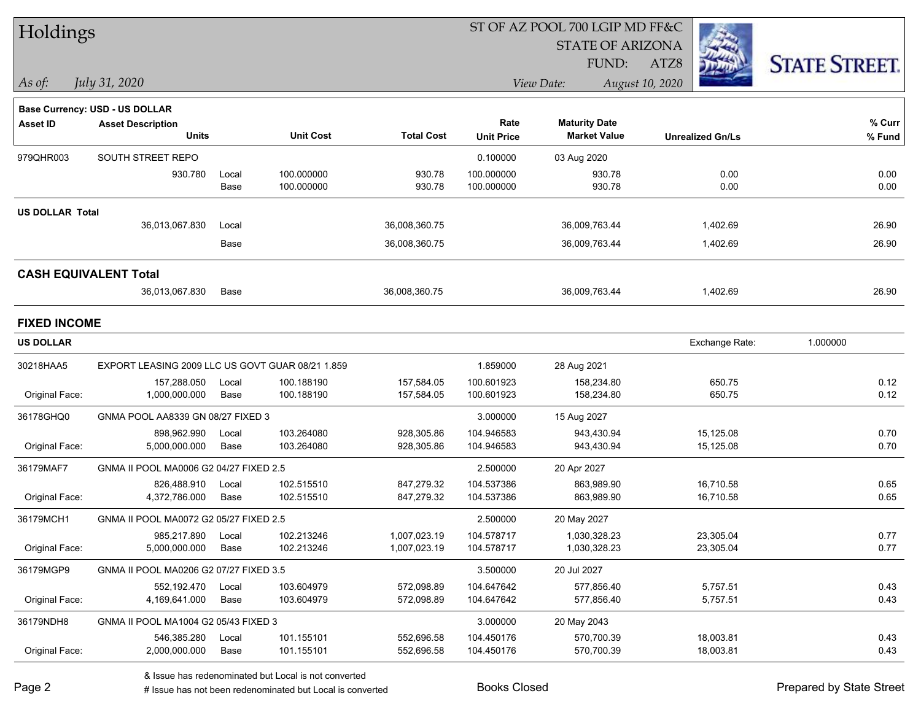# Holdings

ST OF AZ POOL 700 LGIP MD FF&C
STATE OF ARIZONA
FUND: ATZ8

*As of: July 31, 2020* — *View Date: August 10, 2020*

**Base Currency: USD - US DOLLAR**

| Asset ID | Asset Description / Units | | Unit Cost | Total Cost | Rate / Unit Price | Maturity Date / Market Value | Unrealized Gn/Ls | % Curr / % Fund |
|---|---|---|---|---|---|---|---|---|
| 979QHR003 | SOUTH STREET REPO | | | | 0.100000 | 03 Aug 2020 | | |
| | 930.780 | Local | 100.000000 | 930.78 | 100.000000 | 930.78 | 0.00 | 0.00 |
| | | Base | 100.000000 | 930.78 | 100.000000 | 930.78 | 0.00 | 0.00 |
| **US DOLLAR Total** | | | | | | | | |
| | 36,013,067.830 | Local | | 36,008,360.75 | | 36,009,763.44 | 1,402.69 | 26.90 |
| | | Base | | 36,008,360.75 | | 36,009,763.44 | 1,402.69 | 26.90 |
| **CASH EQUIVALENT Total** | | | | | | | | |
| | 36,013,067.830 | Base | | 36,008,360.75 | | 36,009,763.44 | 1,402.69 | 26.90 |

## FIXED INCOME

**US DOLLAR** — Exchange Rate: 1.000000

| Asset ID | Asset Description / Units | | Unit Cost | Total Cost | Rate / Unit Price | Maturity Date / Market Value | Unrealized Gn/Ls | % Curr / % Fund |
|---|---|---|---|---|---|---|---|---|
| 30218HAA5 | EXPORT LEASING 2009 LLC US GOVT GUAR 08/21 1.859 | | | | 1.859000 | 28 Aug 2021 | | |
| | 157,288.050 | Local | 100.188190 | 157,584.05 | 100.601923 | 158,234.80 | 650.75 | 0.12 |
| Original Face: | 1,000,000.000 | Base | 100.188190 | 157,584.05 | 100.601923 | 158,234.80 | 650.75 | 0.12 |
| 36178GHQ0 | GNMA POOL AA8339 GN 08/27 FIXED 3 | | | | 3.000000 | 15 Aug 2027 | | |
| | 898,962.990 | Local | 103.264080 | 928,305.86 | 104.946583 | 943,430.94 | 15,125.08 | 0.70 |
| Original Face: | 5,000,000.000 | Base | 103.264080 | 928,305.86 | 104.946583 | 943,430.94 | 15,125.08 | 0.70 |
| 36179MAF7 | GNMA II POOL MA0006 G2 04/27 FIXED 2.5 | | | | 2.500000 | 20 Apr 2027 | | |
| | 826,488.910 | Local | 102.515510 | 847,279.32 | 104.537386 | 863,989.90 | 16,710.58 | 0.65 |
| Original Face: | 4,372,786.000 | Base | 102.515510 | 847,279.32 | 104.537386 | 863,989.90 | 16,710.58 | 0.65 |
| 36179MCH1 | GNMA II POOL MA0072 G2 05/27 FIXED 2.5 | | | | 2.500000 | 20 May 2027 | | |
| | 985,217.890 | Local | 102.213246 | 1,007,023.19 | 104.578717 | 1,030,328.23 | 23,305.04 | 0.77 |
| Original Face: | 5,000,000.000 | Base | 102.213246 | 1,007,023.19 | 104.578717 | 1,030,328.23 | 23,305.04 | 0.77 |
| 36179MGP9 | GNMA II POOL MA0206 G2 07/27 FIXED 3.5 | | | | 3.500000 | 20 Jul 2027 | | |
| | 552,192.470 | Local | 103.604979 | 572,098.89 | 104.647642 | 577,856.40 | 5,757.51 | 0.43 |
| Original Face: | 4,169,641.000 | Base | 103.604979 | 572,098.89 | 104.647642 | 577,856.40 | 5,757.51 | 0.43 |
| 36179NDH8 | GNMA II POOL MA1004 G2 05/43 FIXED 3 | | | | 3.000000 | 20 May 2043 | | |
| | 546,385.280 | Local | 101.155101 | 552,696.58 | 104.450176 | 570,700.39 | 18,003.81 | 0.43 |
| Original Face: | 2,000,000.000 | Base | 101.155101 | 552,696.58 | 104.450176 | 570,700.39 | 18,003.81 | 0.43 |

& Issue has redenominated but Local is not converted
# Issue has not been redenominated but Local is converted

Books Closed

Prepared by State Street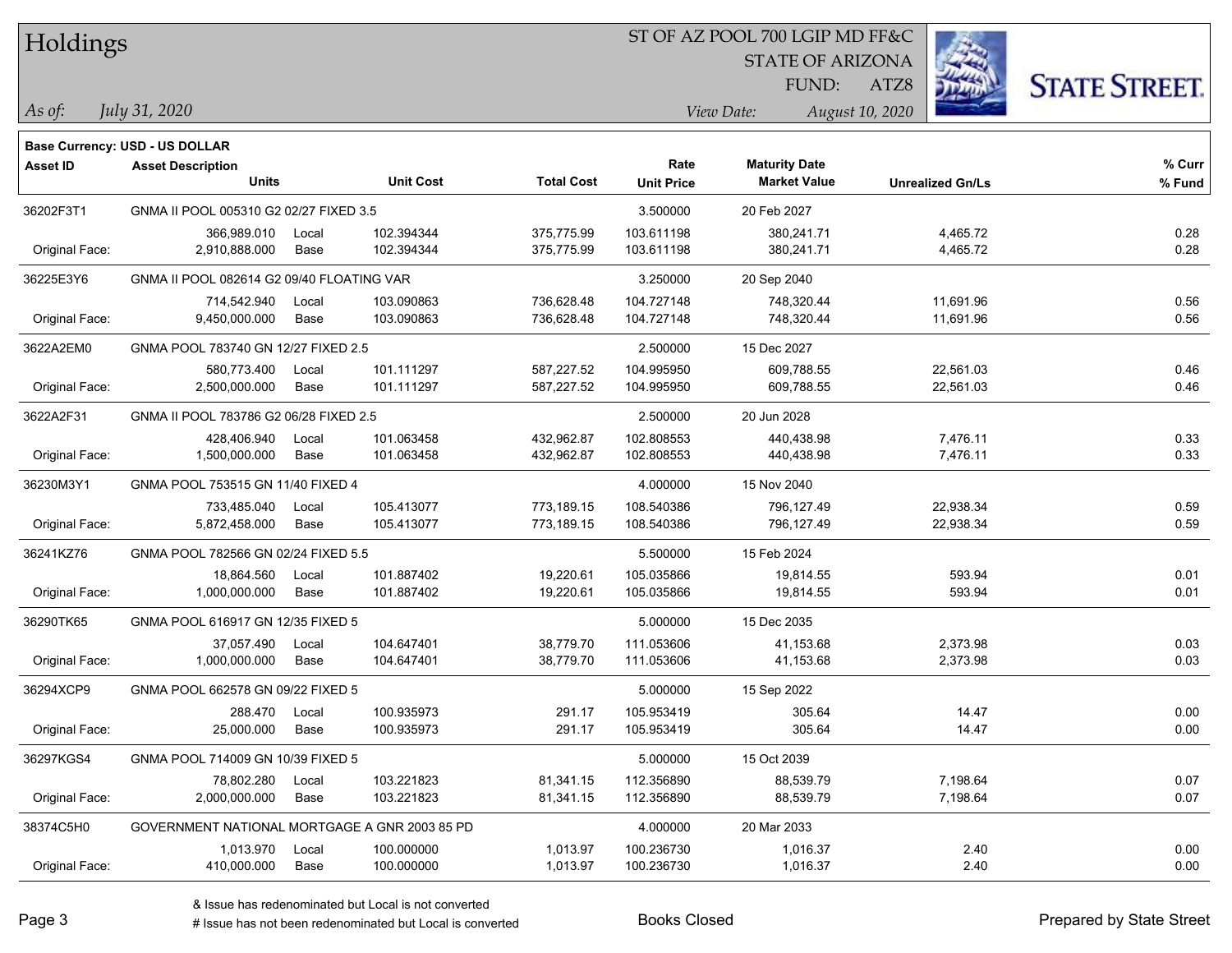# Holdings

ST OF AZ POOL 700 LGIP MD FF&C
STATE OF ARIZONA
FUND: ATZ8

*As of: July 31, 2020*

*View Date: August 10, 2020*

**Base Currency: USD - US DOLLAR**

| Asset ID | Asset Description / Units | | Unit Cost | Total Cost | Rate / Unit Price | Maturity Date / Market Value | Unrealized Gn/Ls | % Curr / % Fund |
|---|---|---|---|---|---|---|---|---|
| 36202F3T1 | GNMA II POOL 005310 G2 02/27 FIXED 3.5 | | | | 3.500000 | 20 Feb 2027 | | |
| | 366,989.010 | Local | 102.394344 | 375,775.99 | 103.611198 | 380,241.71 | 4,465.72 | 0.28 |
| Original Face: | 2,910,888.000 | Base | 102.394344 | 375,775.99 | 103.611198 | 380,241.71 | 4,465.72 | 0.28 |
| 36225E3Y6 | GNMA II POOL 082614 G2 09/40 FLOATING VAR | | | | 3.250000 | 20 Sep 2040 | | |
| | 714,542.940 | Local | 103.090863 | 736,628.48 | 104.727148 | 748,320.44 | 11,691.96 | 0.56 |
| Original Face: | 9,450,000.000 | Base | 103.090863 | 736,628.48 | 104.727148 | 748,320.44 | 11,691.96 | 0.56 |
| 3622A2EM0 | GNMA POOL 783740 GN 12/27 FIXED 2.5 | | | | 2.500000 | 15 Dec 2027 | | |
| | 580,773.400 | Local | 101.111297 | 587,227.52 | 104.995950 | 609,788.55 | 22,561.03 | 0.46 |
| Original Face: | 2,500,000.000 | Base | 101.111297 | 587,227.52 | 104.995950 | 609,788.55 | 22,561.03 | 0.46 |
| 3622A2F31 | GNMA II POOL 783786 G2 06/28 FIXED 2.5 | | | | 2.500000 | 20 Jun 2028 | | |
| | 428,406.940 | Local | 101.063458 | 432,962.87 | 102.808553 | 440,438.98 | 7,476.11 | 0.33 |
| Original Face: | 1,500,000.000 | Base | 101.063458 | 432,962.87 | 102.808553 | 440,438.98 | 7,476.11 | 0.33 |
| 36230M3Y1 | GNMA POOL 753515 GN 11/40 FIXED 4 | | | | 4.000000 | 15 Nov 2040 | | |
| | 733,485.040 | Local | 105.413077 | 773,189.15 | 108.540386 | 796,127.49 | 22,938.34 | 0.59 |
| Original Face: | 5,872,458.000 | Base | 105.413077 | 773,189.15 | 108.540386 | 796,127.49 | 22,938.34 | 0.59 |
| 36241KZ76 | GNMA POOL 782566 GN 02/24 FIXED 5.5 | | | | 5.500000 | 15 Feb 2024 | | |
| | 18,864.560 | Local | 101.887402 | 19,220.61 | 105.035866 | 19,814.55 | 593.94 | 0.01 |
| Original Face: | 1,000,000.000 | Base | 101.887402 | 19,220.61 | 105.035866 | 19,814.55 | 593.94 | 0.01 |
| 36290TK65 | GNMA POOL 616917 GN 12/35 FIXED 5 | | | | 5.000000 | 15 Dec 2035 | | |
| | 37,057.490 | Local | 104.647401 | 38,779.70 | 111.053606 | 41,153.68 | 2,373.98 | 0.03 |
| Original Face: | 1,000,000.000 | Base | 104.647401 | 38,779.70 | 111.053606 | 41,153.68 | 2,373.98 | 0.03 |
| 36294XCP9 | GNMA POOL 662578 GN 09/22 FIXED 5 | | | | 5.000000 | 15 Sep 2022 | | |
| | 288.470 | Local | 100.935973 | 291.17 | 105.953419 | 305.64 | 14.47 | 0.00 |
| Original Face: | 25,000.000 | Base | 100.935973 | 291.17 | 105.953419 | 305.64 | 14.47 | 0.00 |
| 36297KGS4 | GNMA POOL 714009 GN 10/39 FIXED 5 | | | | 5.000000 | 15 Oct 2039 | | |
| | 78,802.280 | Local | 103.221823 | 81,341.15 | 112.356890 | 88,539.79 | 7,198.64 | 0.07 |
| Original Face: | 2,000,000.000 | Base | 103.221823 | 81,341.15 | 112.356890 | 88,539.79 | 7,198.64 | 0.07 |
| 38374C5H0 | GOVERNMENT NATIONAL MORTGAGE A GNR 2003 85 PD | | | | 4.000000 | 20 Mar 2033 | | |
| | 1,013.970 | Local | 100.000000 | 1,013.97 | 100.236730 | 1,016.37 | 2.40 | 0.00 |
| Original Face: | 410,000.000 | Base | 100.000000 | 1,013.97 | 100.236730 | 1,016.37 | 2.40 | 0.00 |

& Issue has redenominated but Local is not converted

# Issue has not been redenominated but Local is converted

Books Closed

Prepared by State Street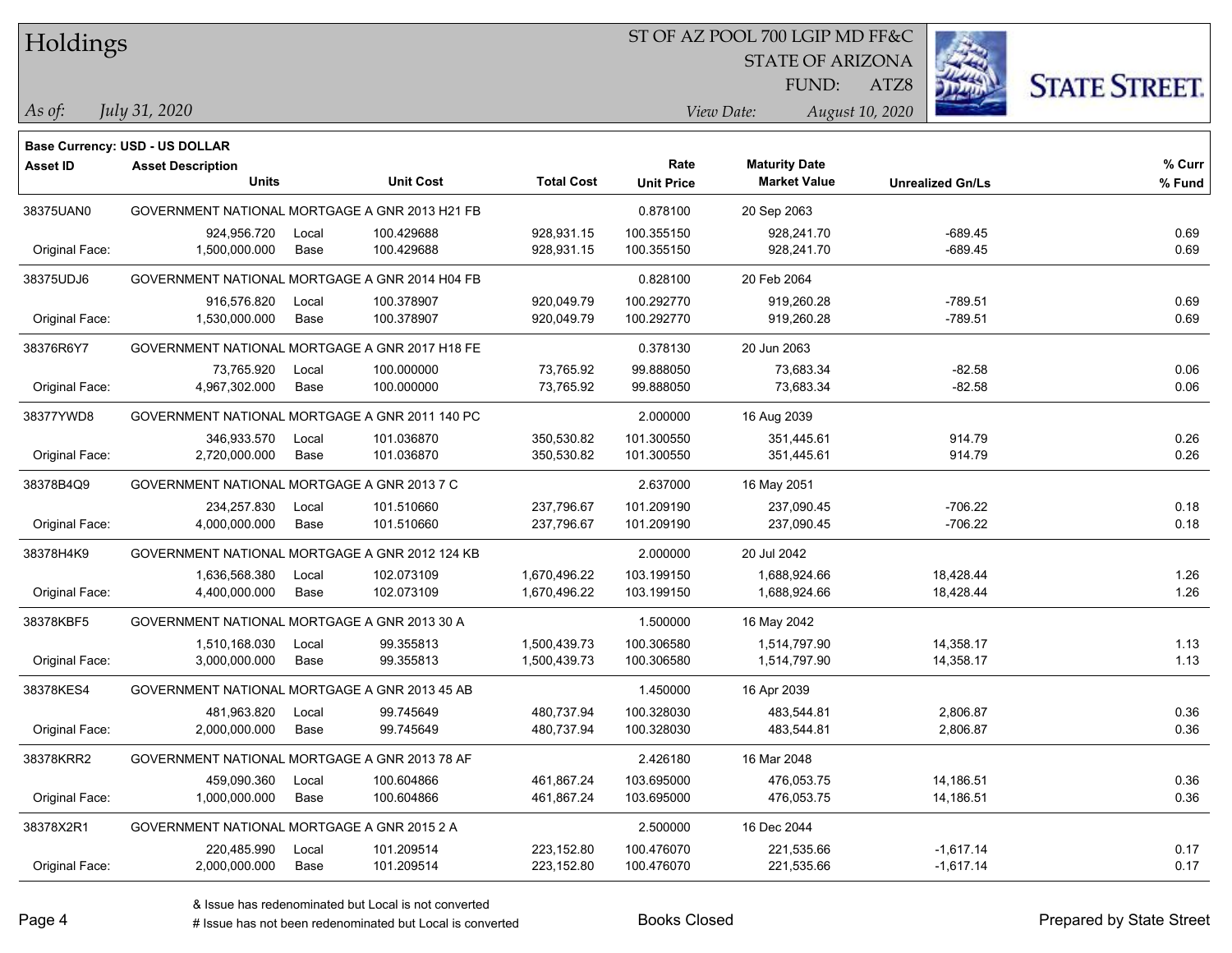# Holdings

ST OF AZ POOL 700 LGIP MD FF&C
STATE OF ARIZONA
FUND: ATZ8

*As of:* *July 31, 2020*

*View Date:* *August 10, 2020*

**Base Currency: USD - US DOLLAR**

| Asset ID | Asset Description / Units | | Unit Cost | Total Cost | Rate / Unit Price | Maturity Date / Market Value | Unrealized Gn/Ls | % Curr / % Fund |
|---|---|---|---|---|---|---|---|---|
| 38375UAN0 | GOVERNMENT NATIONAL MORTGAGE A GNR 2013 H21 FB | | | | 0.878100 | 20 Sep 2063 | | |
| | 924,956.720 | Local | 100.429688 | 928,931.15 | 100.355150 | 928,241.70 | -689.45 | 0.69 |
| Original Face: | 1,500,000.000 | Base | 100.429688 | 928,931.15 | 100.355150 | 928,241.70 | -689.45 | 0.69 |
| 38375UDJ6 | GOVERNMENT NATIONAL MORTGAGE A GNR 2014 H04 FB | | | | 0.828100 | 20 Feb 2064 | | |
| | 916,576.820 | Local | 100.378907 | 920,049.79 | 100.292770 | 919,260.28 | -789.51 | 0.69 |
| Original Face: | 1,530,000.000 | Base | 100.378907 | 920,049.79 | 100.292770 | 919,260.28 | -789.51 | 0.69 |
| 38376R6Y7 | GOVERNMENT NATIONAL MORTGAGE A GNR 2017 H18 FE | | | | 0.378130 | 20 Jun 2063 | | |
| | 73,765.920 | Local | 100.000000 | 73,765.92 | 99.888050 | 73,683.34 | -82.58 | 0.06 |
| Original Face: | 4,967,302.000 | Base | 100.000000 | 73,765.92 | 99.888050 | 73,683.34 | -82.58 | 0.06 |
| 38377YWD8 | GOVERNMENT NATIONAL MORTGAGE A GNR 2011 140 PC | | | | 2.000000 | 16 Aug 2039 | | |
| | 346,933.570 | Local | 101.036870 | 350,530.82 | 101.300550 | 351,445.61 | 914.79 | 0.26 |
| Original Face: | 2,720,000.000 | Base | 101.036870 | 350,530.82 | 101.300550 | 351,445.61 | 914.79 | 0.26 |
| 38378B4Q9 | GOVERNMENT NATIONAL MORTGAGE A GNR 2013 7 C | | | | 2.637000 | 16 May 2051 | | |
| | 234,257.830 | Local | 101.510660 | 237,796.67 | 101.209190 | 237,090.45 | -706.22 | 0.18 |
| Original Face: | 4,000,000.000 | Base | 101.510660 | 237,796.67 | 101.209190 | 237,090.45 | -706.22 | 0.18 |
| 38378H4K9 | GOVERNMENT NATIONAL MORTGAGE A GNR 2012 124 KB | | | | 2.000000 | 20 Jul 2042 | | |
| | 1,636,568.380 | Local | 102.073109 | 1,670,496.22 | 103.199150 | 1,688,924.66 | 18,428.44 | 1.26 |
| Original Face: | 4,400,000.000 | Base | 102.073109 | 1,670,496.22 | 103.199150 | 1,688,924.66 | 18,428.44 | 1.26 |
| 38378KBF5 | GOVERNMENT NATIONAL MORTGAGE A GNR 2013 30 A | | | | 1.500000 | 16 May 2042 | | |
| | 1,510,168.030 | Local | 99.355813 | 1,500,439.73 | 100.306580 | 1,514,797.90 | 14,358.17 | 1.13 |
| Original Face: | 3,000,000.000 | Base | 99.355813 | 1,500,439.73 | 100.306580 | 1,514,797.90 | 14,358.17 | 1.13 |
| 38378KES4 | GOVERNMENT NATIONAL MORTGAGE A GNR 2013 45 AB | | | | 1.450000 | 16 Apr 2039 | | |
| | 481,963.820 | Local | 99.745649 | 480,737.94 | 100.328030 | 483,544.81 | 2,806.87 | 0.36 |
| Original Face: | 2,000,000.000 | Base | 99.745649 | 480,737.94 | 100.328030 | 483,544.81 | 2,806.87 | 0.36 |
| 38378KRR2 | GOVERNMENT NATIONAL MORTGAGE A GNR 2013 78 AF | | | | 2.426180 | 16 Mar 2048 | | |
| | 459,090.360 | Local | 100.604866 | 461,867.24 | 103.695000 | 476,053.75 | 14,186.51 | 0.36 |
| Original Face: | 1,000,000.000 | Base | 100.604866 | 461,867.24 | 103.695000 | 476,053.75 | 14,186.51 | 0.36 |
| 38378X2R1 | GOVERNMENT NATIONAL MORTGAGE A GNR 2015 2 A | | | | 2.500000 | 16 Dec 2044 | | |
| | 220,485.990 | Local | 101.209514 | 223,152.80 | 100.476070 | 221,535.66 | -1,617.14 | 0.17 |
| Original Face: | 2,000,000.000 | Base | 101.209514 | 223,152.80 | 100.476070 | 221,535.66 | -1,617.14 | 0.17 |

& Issue has redenominated but Local is not converted
# Issue has not been redenominated but Local is converted

Books Closed

Prepared by State Street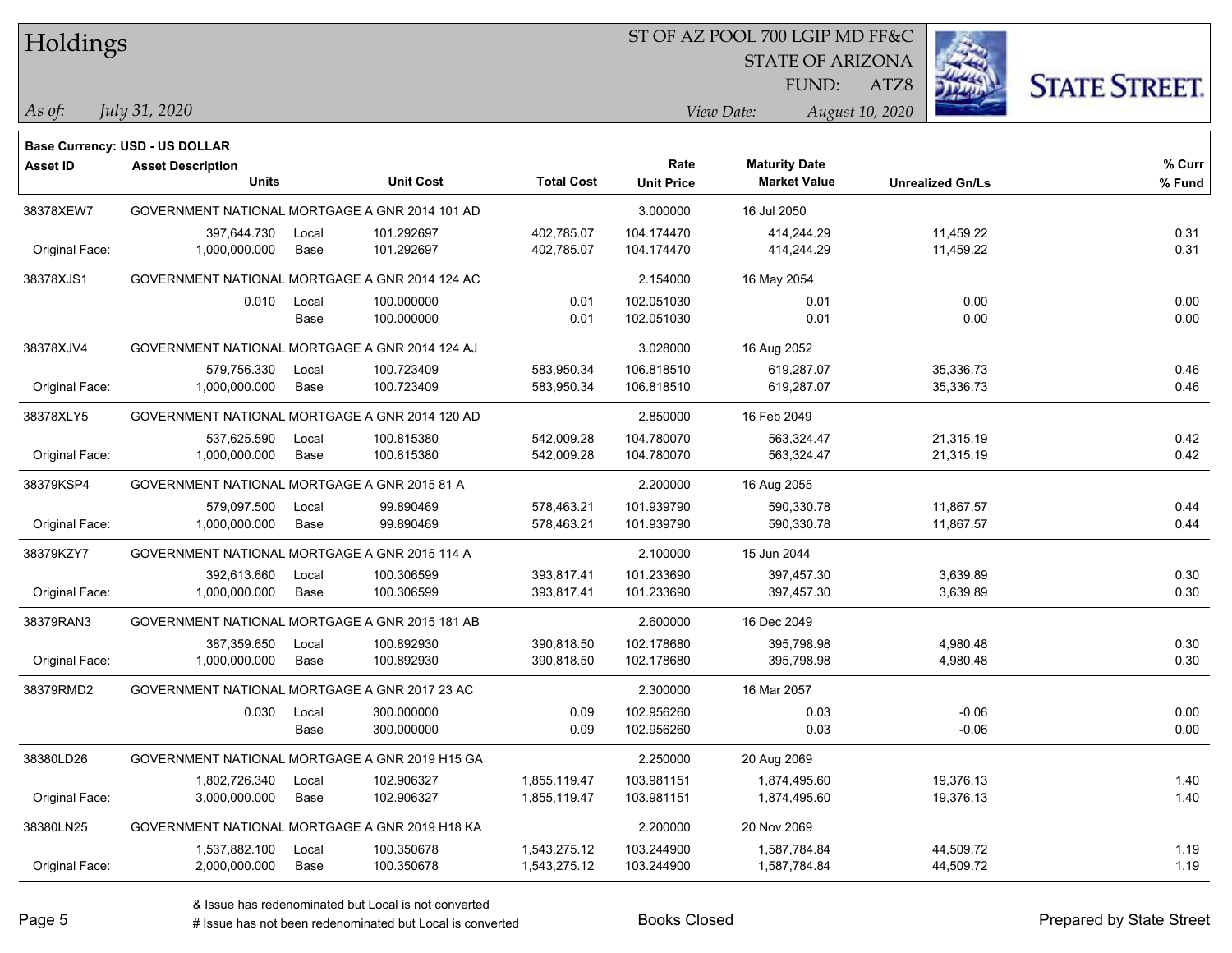# Holdings

ST OF AZ POOL 700 LGIP MD FF&C
STATE OF ARIZONA
FUND: ATZ8

*As of: July 31, 2020*

*View Date: August 10, 2020*

**Base Currency: USD - US DOLLAR**

| Asset ID | Asset Description / Units | | Unit Cost | Total Cost | Rate / Unit Price | Maturity Date / Market Value | Unrealized Gn/Ls | % Curr / % Fund |
|---|---|---|---|---|---|---|---|---|
| 38378XEW7 | GOVERNMENT NATIONAL MORTGAGE A GNR 2014 101 AD | | | | 3.000000 | 16 Jul 2050 | | |
| | 397,644.730 | Local | 101.292697 | 402,785.07 | 104.174470 | 414,244.29 | 11,459.22 | 0.31 |
| Original Face: | 1,000,000.000 | Base | 101.292697 | 402,785.07 | 104.174470 | 414,244.29 | 11,459.22 | 0.31 |
| 38378XJS1 | GOVERNMENT NATIONAL MORTGAGE A GNR 2014 124 AC | | | | 2.154000 | 16 May 2054 | | |
| | 0.010 | Local | 100.000000 | 0.01 | 102.051030 | 0.01 | 0.00 | 0.00 |
| | | Base | 100.000000 | 0.01 | 102.051030 | 0.01 | 0.00 | 0.00 |
| 38378XJV4 | GOVERNMENT NATIONAL MORTGAGE A GNR 2014 124 AJ | | | | 3.028000 | 16 Aug 2052 | | |
| | 579,756.330 | Local | 100.723409 | 583,950.34 | 106.818510 | 619,287.07 | 35,336.73 | 0.46 |
| Original Face: | 1,000,000.000 | Base | 100.723409 | 583,950.34 | 106.818510 | 619,287.07 | 35,336.73 | 0.46 |
| 38378XLY5 | GOVERNMENT NATIONAL MORTGAGE A GNR 2014 120 AD | | | | 2.850000 | 16 Feb 2049 | | |
| | 537,625.590 | Local | 100.815380 | 542,009.28 | 104.780070 | 563,324.47 | 21,315.19 | 0.42 |
| Original Face: | 1,000,000.000 | Base | 100.815380 | 542,009.28 | 104.780070 | 563,324.47 | 21,315.19 | 0.42 |
| 38379KSP4 | GOVERNMENT NATIONAL MORTGAGE A GNR 2015 81 A | | | | 2.200000 | 16 Aug 2055 | | |
| | 579,097.500 | Local | 99.890469 | 578,463.21 | 101.939790 | 590,330.78 | 11,867.57 | 0.44 |
| Original Face: | 1,000,000.000 | Base | 99.890469 | 578,463.21 | 101.939790 | 590,330.78 | 11,867.57 | 0.44 |
| 38379KZY7 | GOVERNMENT NATIONAL MORTGAGE A GNR 2015 114 A | | | | 2.100000 | 15 Jun 2044 | | |
| | 392,613.660 | Local | 100.306599 | 393,817.41 | 101.233690 | 397,457.30 | 3,639.89 | 0.30 |
| Original Face: | 1,000,000.000 | Base | 100.306599 | 393,817.41 | 101.233690 | 397,457.30 | 3,639.89 | 0.30 |
| 38379RAN3 | GOVERNMENT NATIONAL MORTGAGE A GNR 2015 181 AB | | | | 2.600000 | 16 Dec 2049 | | |
| | 387,359.650 | Local | 100.892930 | 390,818.50 | 102.178680 | 395,798.98 | 4,980.48 | 0.30 |
| Original Face: | 1,000,000.000 | Base | 100.892930 | 390,818.50 | 102.178680 | 395,798.98 | 4,980.48 | 0.30 |
| 38379RMD2 | GOVERNMENT NATIONAL MORTGAGE A GNR 2017 23 AC | | | | 2.300000 | 16 Mar 2057 | | |
| | 0.030 | Local | 300.000000 | 0.09 | 102.956260 | 0.03 | -0.06 | 0.00 |
| | | Base | 300.000000 | 0.09 | 102.956260 | 0.03 | -0.06 | 0.00 |
| 38380LD26 | GOVERNMENT NATIONAL MORTGAGE A GNR 2019 H15 GA | | | | 2.250000 | 20 Aug 2069 | | |
| | 1,802,726.340 | Local | 102.906327 | 1,855,119.47 | 103.981151 | 1,874,495.60 | 19,376.13 | 1.40 |
| Original Face: | 3,000,000.000 | Base | 102.906327 | 1,855,119.47 | 103.981151 | 1,874,495.60 | 19,376.13 | 1.40 |
| 38380LN25 | GOVERNMENT NATIONAL MORTGAGE A GNR 2019 H18 KA | | | | 2.200000 | 20 Nov 2069 | | |
| | 1,537,882.100 | Local | 100.350678 | 1,543,275.12 | 103.244900 | 1,587,784.84 | 44,509.72 | 1.19 |
| Original Face: | 2,000,000.000 | Base | 100.350678 | 1,543,275.12 | 103.244900 | 1,587,784.84 | 44,509.72 | 1.19 |

& Issue has redenominated but Local is not converted
# Issue has not been redenominated but Local is converted

Books Closed

Prepared by State Street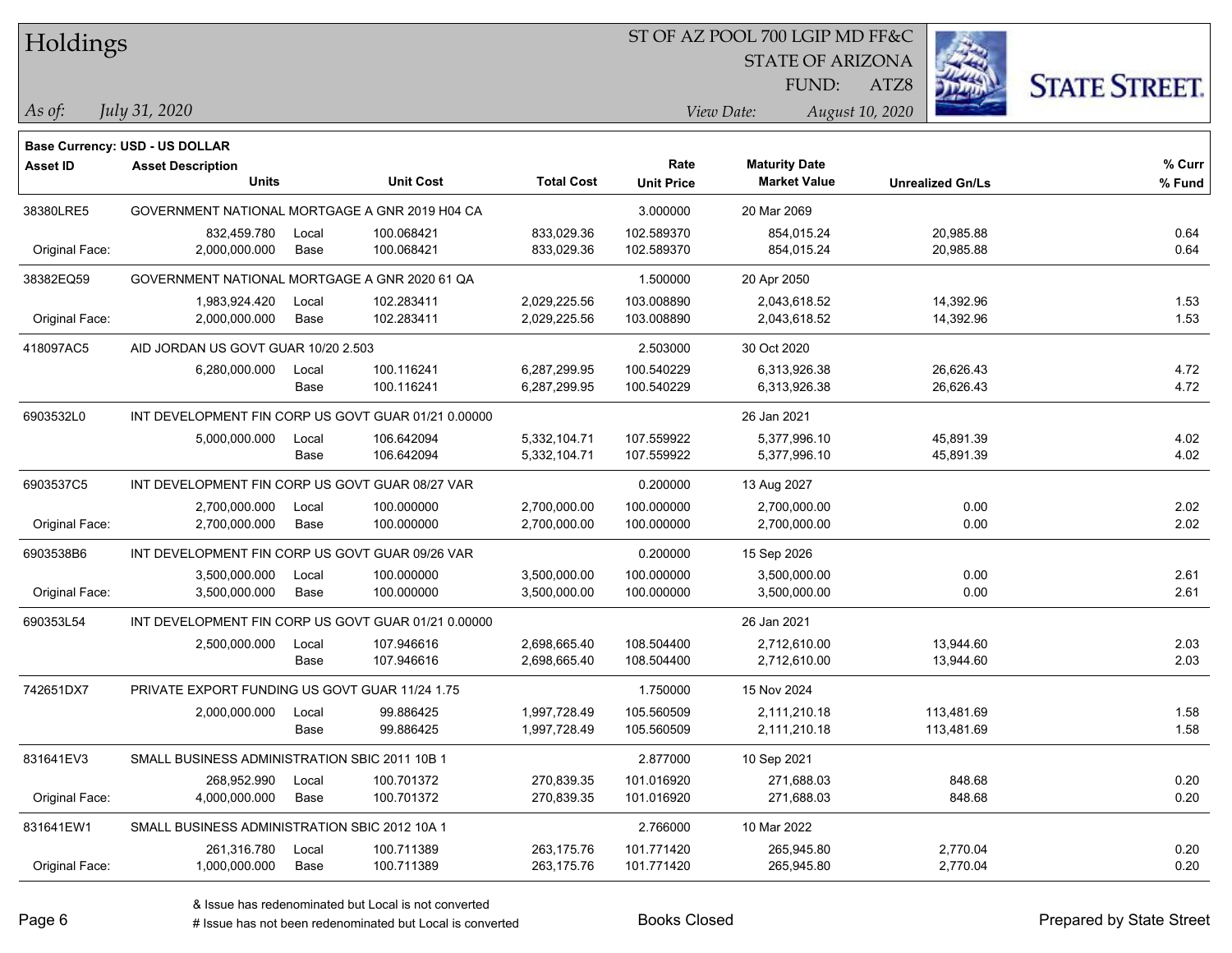# Holdings

ST OF AZ POOL 700 LGIP MD FF&C
STATE OF ARIZONA
FUND: ATZ8

*As of:* *July 31, 2020*
*View Date:* *August 10, 2020*

**Base Currency: USD - US DOLLAR**

| Asset ID | Asset Description / Units | | Unit Cost | Total Cost | Rate / Unit Price | Maturity Date / Market Value | Unrealized Gn/Ls | % Curr / % Fund |
|---|---|---|---|---|---|---|---|---|
| 38380LRE5 | GOVERNMENT NATIONAL MORTGAGE A GNR 2019 H04 CA | | | | 3.000000 | 20 Mar 2069 | | |
| | 832,459.780 | Local | 100.068421 | 833,029.36 | 102.589370 | 854,015.24 | 20,985.88 | 0.64 |
| Original Face: | 2,000,000.000 | Base | 100.068421 | 833,029.36 | 102.589370 | 854,015.24 | 20,985.88 | 0.64 |
| 38382EQ59 | GOVERNMENT NATIONAL MORTGAGE A GNR 2020 61 QA | | | | 1.500000 | 20 Apr 2050 | | |
| | 1,983,924.420 | Local | 102.283411 | 2,029,225.56 | 103.008890 | 2,043,618.52 | 14,392.96 | 1.53 |
| Original Face: | 2,000,000.000 | Base | 102.283411 | 2,029,225.56 | 103.008890 | 2,043,618.52 | 14,392.96 | 1.53 |
| 418097AC5 | AID JORDAN US GOVT GUAR 10/20 2.503 | | | | 2.503000 | 30 Oct 2020 | | |
| | 6,280,000.000 | Local | 100.116241 | 6,287,299.95 | 100.540229 | 6,313,926.38 | 26,626.43 | 4.72 |
| | | Base | 100.116241 | 6,287,299.95 | 100.540229 | 6,313,926.38 | 26,626.43 | 4.72 |
| 6903532L0 | INT DEVELOPMENT FIN CORP US GOVT GUAR 01/21 0.00000 | | | | | 26 Jan 2021 | | |
| | 5,000,000.000 | Local | 106.642094 | 5,332,104.71 | 107.559922 | 5,377,996.10 | 45,891.39 | 4.02 |
| | | Base | 106.642094 | 5,332,104.71 | 107.559922 | 5,377,996.10 | 45,891.39 | 4.02 |
| 6903537C5 | INT DEVELOPMENT FIN CORP US GOVT GUAR 08/27 VAR | | | | 0.200000 | 13 Aug 2027 | | |
| | 2,700,000.000 | Local | 100.000000 | 2,700,000.00 | 100.000000 | 2,700,000.00 | 0.00 | 2.02 |
| Original Face: | 2,700,000.000 | Base | 100.000000 | 2,700,000.00 | 100.000000 | 2,700,000.00 | 0.00 | 2.02 |
| 6903538B6 | INT DEVELOPMENT FIN CORP US GOVT GUAR 09/26 VAR | | | | 0.200000 | 15 Sep 2026 | | |
| | 3,500,000.000 | Local | 100.000000 | 3,500,000.00 | 100.000000 | 3,500,000.00 | 0.00 | 2.61 |
| Original Face: | 3,500,000.000 | Base | 100.000000 | 3,500,000.00 | 100.000000 | 3,500,000.00 | 0.00 | 2.61 |
| 690353L54 | INT DEVELOPMENT FIN CORP US GOVT GUAR 01/21 0.00000 | | | | | 26 Jan 2021 | | |
| | 2,500,000.000 | Local | 107.946616 | 2,698,665.40 | 108.504400 | 2,712,610.00 | 13,944.60 | 2.03 |
| | | Base | 107.946616 | 2,698,665.40 | 108.504400 | 2,712,610.00 | 13,944.60 | 2.03 |
| 742651DX7 | PRIVATE EXPORT FUNDING US GOVT GUAR 11/24 1.75 | | | | 1.750000 | 15 Nov 2024 | | |
| | 2,000,000.000 | Local | 99.886425 | 1,997,728.49 | 105.560509 | 2,111,210.18 | 113,481.69 | 1.58 |
| | | Base | 99.886425 | 1,997,728.49 | 105.560509 | 2,111,210.18 | 113,481.69 | 1.58 |
| 831641EV3 | SMALL BUSINESS ADMINISTRATION SBIC 2011 10B 1 | | | | 2.877000 | 10 Sep 2021 | | |
| | 268,952.990 | Local | 100.701372 | 270,839.35 | 101.016920 | 271,688.03 | 848.68 | 0.20 |
| Original Face: | 4,000,000.000 | Base | 100.701372 | 270,839.35 | 101.016920 | 271,688.03 | 848.68 | 0.20 |
| 831641EW1 | SMALL BUSINESS ADMINISTRATION SBIC 2012 10A 1 | | | | 2.766000 | 10 Mar 2022 | | |
| | 261,316.780 | Local | 100.711389 | 263,175.76 | 101.771420 | 265,945.80 | 2,770.04 | 0.20 |
| Original Face: | 1,000,000.000 | Base | 100.711389 | 263,175.76 | 101.771420 | 265,945.80 | 2,770.04 | 0.20 |

& Issue has redenominated but Local is not converted
# Issue has not been redenominated but Local is converted

Books Closed

Prepared by State Street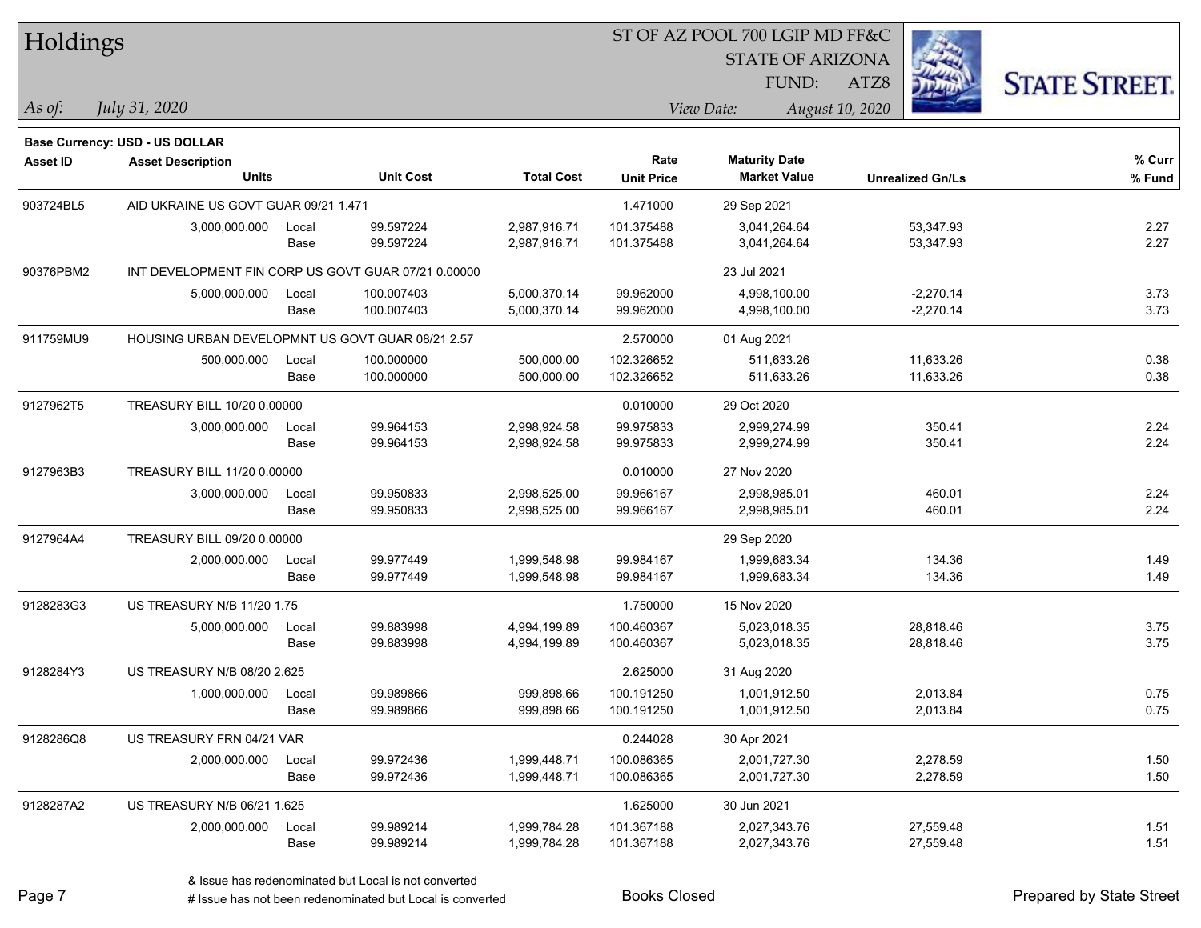# Holdings

ST OF AZ POOL 700 LGIP MD FF&C
STATE OF ARIZONA
FUND: ATZ8

*As of:* *July 31, 2020*

*View Date:* *August 10, 2020*

**Base Currency: USD - US DOLLAR**

| Asset ID | Asset Description / Units | | Unit Cost | Total Cost | Rate / Unit Price | Maturity Date / Market Value | Unrealized Gn/Ls | % Curr / % Fund |
|---|---|---|---|---|---|---|---|---|
| 903724BL5 | AID UKRAINE US GOVT GUAR 09/21 1.471 | | | | 1.471000 | 29 Sep 2021 | | |
| | 3,000,000.000 | Local | 99.597224 | 2,987,916.71 | 101.375488 | 3,041,264.64 | 53,347.93 | 2.27 |
| | | Base | 99.597224 | 2,987,916.71 | 101.375488 | 3,041,264.64 | 53,347.93 | 2.27 |
| 90376PBM2 | INT DEVELOPMENT FIN CORP US GOVT GUAR 07/21 0.00000 | | | | | 23 Jul 2021 | | |
| | 5,000,000.000 | Local | 100.007403 | 5,000,370.14 | 99.962000 | 4,998,100.00 | -2,270.14 | 3.73 |
| | | Base | 100.007403 | 5,000,370.14 | 99.962000 | 4,998,100.00 | -2,270.14 | 3.73 |
| 911759MU9 | HOUSING URBAN DEVELOPMNT US GOVT GUAR 08/21 2.57 | | | | 2.570000 | 01 Aug 2021 | | |
| | 500,000.000 | Local | 100.000000 | 500,000.00 | 102.326652 | 511,633.26 | 11,633.26 | 0.38 |
| | | Base | 100.000000 | 500,000.00 | 102.326652 | 511,633.26 | 11,633.26 | 0.38 |
| 9127962T5 | TREASURY BILL 10/20 0.00000 | | | | 0.010000 | 29 Oct 2020 | | |
| | 3,000,000.000 | Local | 99.964153 | 2,998,924.58 | 99.975833 | 2,999,274.99 | 350.41 | 2.24 |
| | | Base | 99.964153 | 2,998,924.58 | 99.975833 | 2,999,274.99 | 350.41 | 2.24 |
| 9127963B3 | TREASURY BILL 11/20 0.00000 | | | | 0.010000 | 27 Nov 2020 | | |
| | 3,000,000.000 | Local | 99.950833 | 2,998,525.00 | 99.966167 | 2,998,985.01 | 460.01 | 2.24 |
| | | Base | 99.950833 | 2,998,525.00 | 99.966167 | 2,998,985.01 | 460.01 | 2.24 |
| 9127964A4 | TREASURY BILL 09/20 0.00000 | | | | | 29 Sep 2020 | | |
| | 2,000,000.000 | Local | 99.977449 | 1,999,548.98 | 99.984167 | 1,999,683.34 | 134.36 | 1.49 |
| | | Base | 99.977449 | 1,999,548.98 | 99.984167 | 1,999,683.34 | 134.36 | 1.49 |
| 9128283G3 | US TREASURY N/B 11/20 1.75 | | | | 1.750000 | 15 Nov 2020 | | |
| | 5,000,000.000 | Local | 99.883998 | 4,994,199.89 | 100.460367 | 5,023,018.35 | 28,818.46 | 3.75 |
| | | Base | 99.883998 | 4,994,199.89 | 100.460367 | 5,023,018.35 | 28,818.46 | 3.75 |
| 9128284Y3 | US TREASURY N/B 08/20 2.625 | | | | 2.625000 | 31 Aug 2020 | | |
| | 1,000,000.000 | Local | 99.989866 | 999,898.66 | 100.191250 | 1,001,912.50 | 2,013.84 | 0.75 |
| | | Base | 99.989866 | 999,898.66 | 100.191250 | 1,001,912.50 | 2,013.84 | 0.75 |
| 9128286Q8 | US TREASURY FRN 04/21 VAR | | | | 0.244028 | 30 Apr 2021 | | |
| | 2,000,000.000 | Local | 99.972436 | 1,999,448.71 | 100.086365 | 2,001,727.30 | 2,278.59 | 1.50 |
| | | Base | 99.972436 | 1,999,448.71 | 100.086365 | 2,001,727.30 | 2,278.59 | 1.50 |
| 9128287A2 | US TREASURY N/B 06/21 1.625 | | | | 1.625000 | 30 Jun 2021 | | |
| | 2,000,000.000 | Local | 99.989214 | 1,999,784.28 | 101.367188 | 2,027,343.76 | 27,559.48 | 1.51 |
| | | Base | 99.989214 | 1,999,784.28 | 101.367188 | 2,027,343.76 | 27,559.48 | 1.51 |

& Issue has redenominated but Local is not converted
# Issue has not been redenominated but Local is converted

Books Closed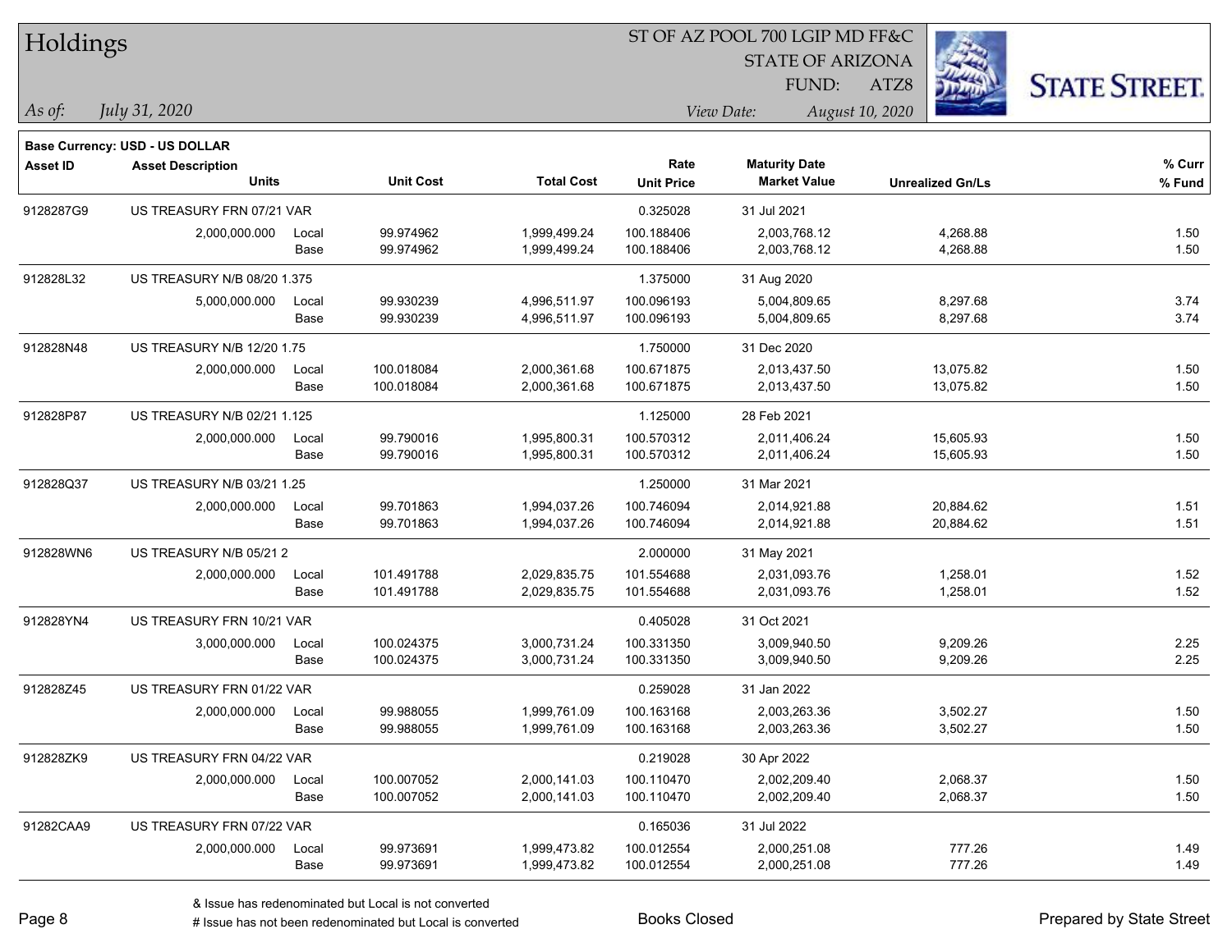# Holdings

ST OF AZ POOL 700 LGIP MD FF&C
STATE OF ARIZONA
FUND: ATZ8

*As of:* *July 31, 2020*

*View Date:* *August 10, 2020*

**Base Currency: USD - US DOLLAR**

| Asset ID | Asset Description / Units | | Unit Cost | Total Cost | Rate / Unit Price | Maturity Date / Market Value | Unrealized Gn/Ls | % Curr / % Fund |
|---|---|---|---|---|---|---|---|---|
| 9128287G9 | US TREASURY FRN 07/21 VAR | | | | 0.325028 | 31 Jul 2021 | | |
| | 2,000,000.000 | Local | 99.974962 | 1,999,499.24 | 100.188406 | 2,003,768.12 | 4,268.88 | 1.50 |
| | | Base | 99.974962 | 1,999,499.24 | 100.188406 | 2,003,768.12 | 4,268.88 | 1.50 |
| 912828L32 | US TREASURY N/B 08/20 1.375 | | | | 1.375000 | 31 Aug 2020 | | |
| | 5,000,000.000 | Local | 99.930239 | 4,996,511.97 | 100.096193 | 5,004,809.65 | 8,297.68 | 3.74 |
| | | Base | 99.930239 | 4,996,511.97 | 100.096193 | 5,004,809.65 | 8,297.68 | 3.74 |
| 912828N48 | US TREASURY N/B 12/20 1.75 | | | | 1.750000 | 31 Dec 2020 | | |
| | 2,000,000.000 | Local | 100.018084 | 2,000,361.68 | 100.671875 | 2,013,437.50 | 13,075.82 | 1.50 |
| | | Base | 100.018084 | 2,000,361.68 | 100.671875 | 2,013,437.50 | 13,075.82 | 1.50 |
| 912828P87 | US TREASURY N/B 02/21 1.125 | | | | 1.125000 | 28 Feb 2021 | | |
| | 2,000,000.000 | Local | 99.790016 | 1,995,800.31 | 100.570312 | 2,011,406.24 | 15,605.93 | 1.50 |
| | | Base | 99.790016 | 1,995,800.31 | 100.570312 | 2,011,406.24 | 15,605.93 | 1.50 |
| 912828Q37 | US TREASURY N/B 03/21 1.25 | | | | 1.250000 | 31 Mar 2021 | | |
| | 2,000,000.000 | Local | 99.701863 | 1,994,037.26 | 100.746094 | 2,014,921.88 | 20,884.62 | 1.51 |
| | | Base | 99.701863 | 1,994,037.26 | 100.746094 | 2,014,921.88 | 20,884.62 | 1.51 |
| 912828WN6 | US TREASURY N/B 05/21 2 | | | | 2.000000 | 31 May 2021 | | |
| | 2,000,000.000 | Local | 101.491788 | 2,029,835.75 | 101.554688 | 2,031,093.76 | 1,258.01 | 1.52 |
| | | Base | 101.491788 | 2,029,835.75 | 101.554688 | 2,031,093.76 | 1,258.01 | 1.52 |
| 912828YN4 | US TREASURY FRN 10/21 VAR | | | | 0.405028 | 31 Oct 2021 | | |
| | 3,000,000.000 | Local | 100.024375 | 3,000,731.24 | 100.331350 | 3,009,940.50 | 9,209.26 | 2.25 |
| | | Base | 100.024375 | 3,000,731.24 | 100.331350 | 3,009,940.50 | 9,209.26 | 2.25 |
| 912828Z45 | US TREASURY FRN 01/22 VAR | | | | 0.259028 | 31 Jan 2022 | | |
| | 2,000,000.000 | Local | 99.988055 | 1,999,761.09 | 100.163168 | 2,003,263.36 | 3,502.27 | 1.50 |
| | | Base | 99.988055 | 1,999,761.09 | 100.163168 | 2,003,263.36 | 3,502.27 | 1.50 |
| 912828ZK9 | US TREASURY FRN 04/22 VAR | | | | 0.219028 | 30 Apr 2022 | | |
| | 2,000,000.000 | Local | 100.007052 | 2,000,141.03 | 100.110470 | 2,002,209.40 | 2,068.37 | 1.50 |
| | | Base | 100.007052 | 2,000,141.03 | 100.110470 | 2,002,209.40 | 2,068.37 | 1.50 |
| 91282CAA9 | US TREASURY FRN 07/22 VAR | | | | 0.165036 | 31 Jul 2022 | | |
| | 2,000,000.000 | Local | 99.973691 | 1,999,473.82 | 100.012554 | 2,000,251.08 | 777.26 | 1.49 |
| | | Base | 99.973691 | 1,999,473.82 | 100.012554 | 2,000,251.08 | 777.26 | 1.49 |

& Issue has redenominated but Local is not converted
# Issue has not been redenominated but Local is converted

Books Closed

Prepared by State Street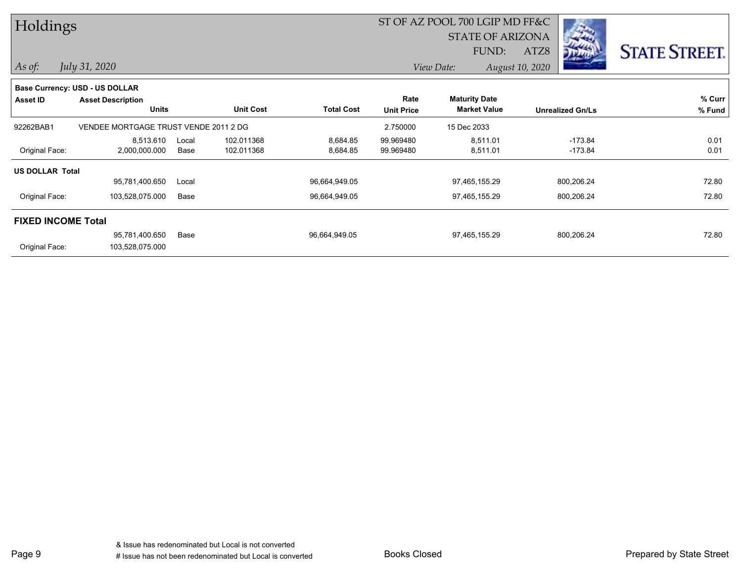# Holdings

ST OF AZ POOL 700 LGIP MD FF&C
STATE OF ARIZONA
FUND: ATZ8

*As of: July 31, 2020*

*View Date: August 10, 2020*

**Base Currency: USD - US DOLLAR**

| Asset ID | Asset Description / Units | | Unit Cost | Total Cost | Rate / Unit Price | Maturity Date / Market Value | Unrealized Gn/Ls | % Curr / % Fund |
|---|---|---|---|---|---|---|---|---|
| 92262BAB1 | VENDEE MORTGAGE TRUST VENDE 2011 2 DG | | | | 2.750000 | 15 Dec 2033 | | |
| | 8,513.610 | Local | 102.011368 | 8,684.85 | 99.969480 | 8,511.01 | -173.84 | 0.01 |
| Original Face: | 2,000,000.000 | Base | 102.011368 | 8,684.85 | 99.969480 | 8,511.01 | -173.84 | 0.01 |
| **US DOLLAR Total** | | | | | | | | |
| | 95,781,400.650 | Local | | 96,664,949.05 | | 97,465,155.29 | 800,206.24 | 72.80 |
| Original Face: | 103,528,075.000 | Base | | 96,664,949.05 | | 97,465,155.29 | 800,206.24 | 72.80 |
| **FIXED INCOME Total** | | | | | | | | |
| | 95,781,400.650 | Base | | 96,664,949.05 | | 97,465,155.29 | 800,206.24 | 72.80 |
| Original Face: | 103,528,075.000 | | | | | | | |

& Issue has redenominated but Local is not converted
# Issue has not been redenominated but Local is converted

Books Closed

Prepared by State Street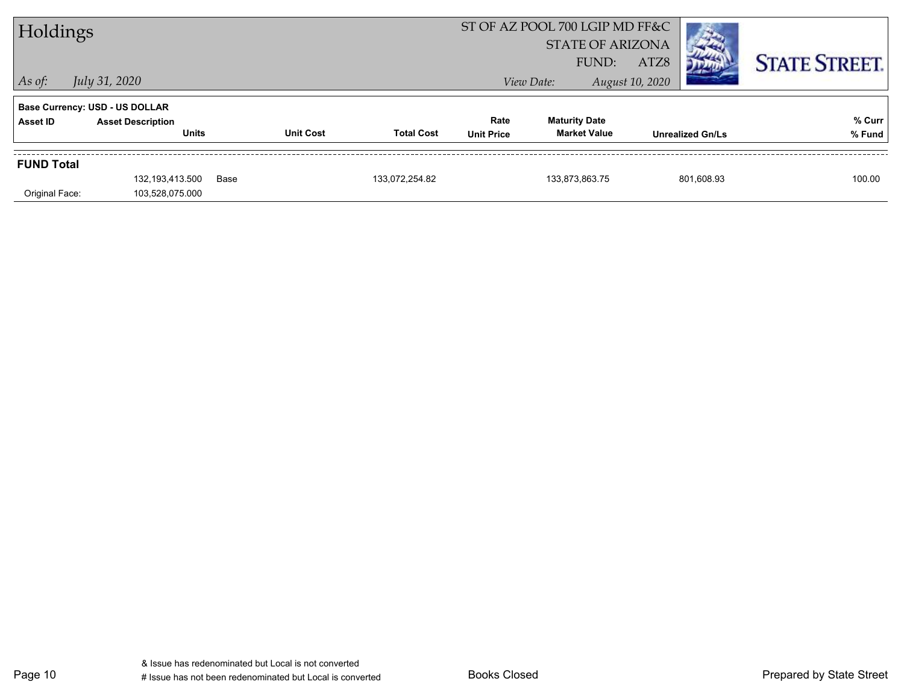# Holdings

ST OF AZ POOL 700 LGIP MD FF&C
STATE OF ARIZONA
FUND: ATZ8

*As of:* *July 31, 2020*

*View Date:* *August 10, 2020*

STATE STREET.

**Base Currency: USD - US DOLLAR**

| Asset ID | Asset Description / Units | | Unit Cost | Total Cost | Rate / Unit Price | Maturity Date / Market Value | Unrealized Gn/Ls | % Curr / % Fund |
|---|---|---|---|---|---|---|---|---|
| **FUND Total** | | | | | | | | |
| | 132,193,413.500 | Base | | 133,072,254.82 | | 133,873,863.75 | 801,608.93 | 100.00 |
| Original Face: | 103,528,075.000 | | | | | | | |

& Issue has redenominated but Local is not converted
# Issue has not been redenominated but Local is converted

Books Closed

Prepared by State Street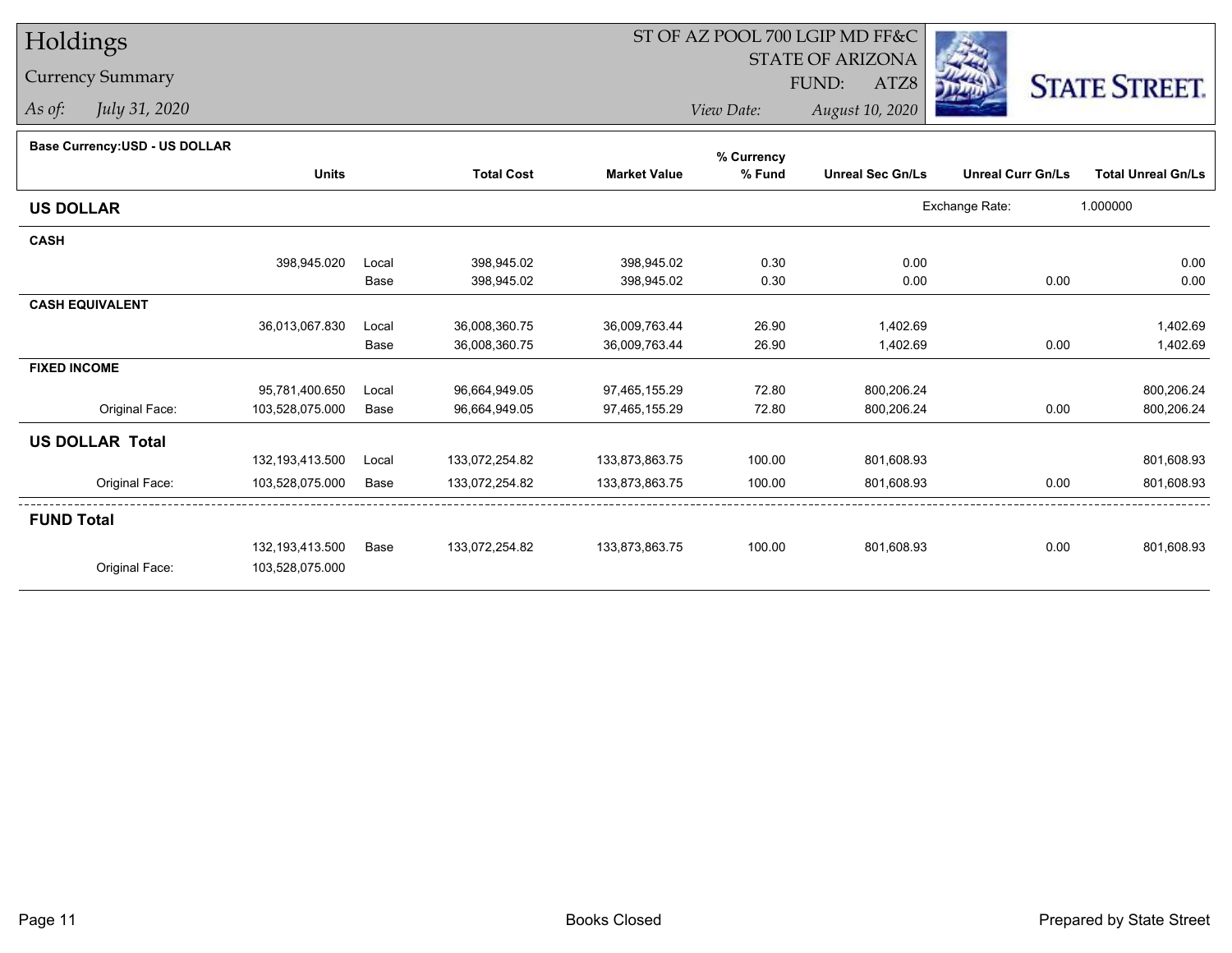# Holdings

## Currency Summary

*As of:* *July 31, 2020*

ST OF AZ POOL 700 LGIP MD FF&C
STATE OF ARIZONA
FUND: ATZ8

*View Date:* *August 10, 2020*

STATE STREET.

**Base Currency:USD - US DOLLAR**

| | Units | | Total Cost | Market Value | % Currency % Fund | Unreal Sec Gn/Ls | Unreal Curr Gn/Ls | Total Unreal Gn/Ls |
|---|---|---|---|---|---|---|---|---|
| **US DOLLAR** | | | | | | | Exchange Rate: | 1.000000 |
| **CASH** | | | | | | | | |
| | 398,945.020 | Local | 398,945.02 | 398,945.02 | 0.30 | 0.00 | | 0.00 |
| | | Base | 398,945.02 | 398,945.02 | 0.30 | 0.00 | 0.00 | 0.00 |
| **CASH EQUIVALENT** | | | | | | | | |
| | 36,013,067.830 | Local | 36,008,360.75 | 36,009,763.44 | 26.90 | 1,402.69 | | 1,402.69 |
| | | Base | 36,008,360.75 | 36,009,763.44 | 26.90 | 1,402.69 | 0.00 | 1,402.69 |
| **FIXED INCOME** | | | | | | | | |
| | 95,781,400.650 | Local | 96,664,949.05 | 97,465,155.29 | 72.80 | 800,206.24 | | 800,206.24 |
| Original Face: | 103,528,075.000 | Base | 96,664,949.05 | 97,465,155.29 | 72.80 | 800,206.24 | 0.00 | 800,206.24 |
| **US DOLLAR Total** | | | | | | | | |
| | 132,193,413.500 | Local | 133,072,254.82 | 133,873,863.75 | 100.00 | 801,608.93 | | 801,608.93 |
| Original Face: | 103,528,075.000 | Base | 133,072,254.82 | 133,873,863.75 | 100.00 | 801,608.93 | 0.00 | 801,608.93 |
| **FUND Total** | | | | | | | | |
| | 132,193,413.500 | Base | 133,072,254.82 | 133,873,863.75 | 100.00 | 801,608.93 | 0.00 | 801,608.93 |
| Original Face: | 103,528,075.000 | | | | | | | |

Books Closed

Prepared by State Street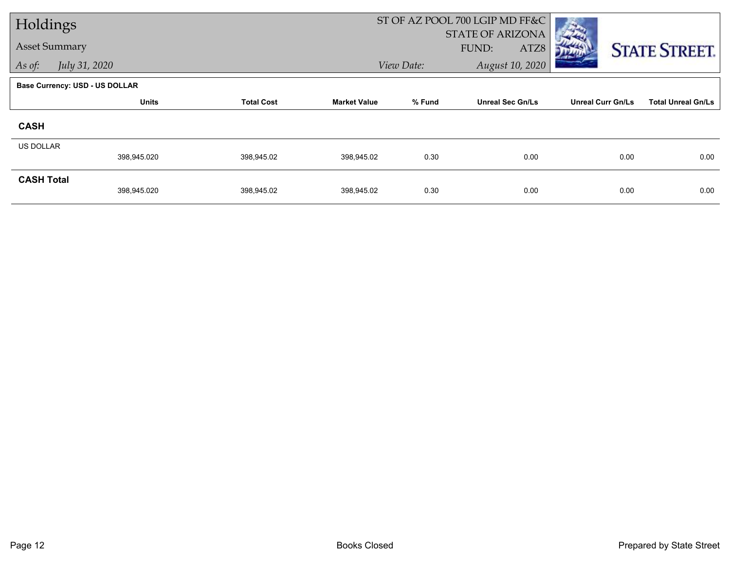# Holdings

Asset Summary

*As of: July 31, 2020*

ST OF AZ POOL 700 LGIP MD FF&C
STATE OF ARIZONA
FUND: ATZ8

*View Date: August 10, 2020*

**Base Currency: USD - US DOLLAR**

| | Units | Total Cost | Market Value | % Fund | Unreal Sec Gn/Ls | Unreal Curr Gn/Ls | Total Unreal Gn/Ls |
|---|---|---|---|---|---|---|---|
| **CASH** | | | | | | | |
| US DOLLAR | 398,945.020 | 398,945.02 | 398,945.02 | 0.30 | 0.00 | 0.00 | 0.00 |
| **CASH Total** | 398,945.020 | 398,945.02 | 398,945.02 | 0.30 | 0.00 | 0.00 | 0.00 |

Books Closed

Prepared by State Street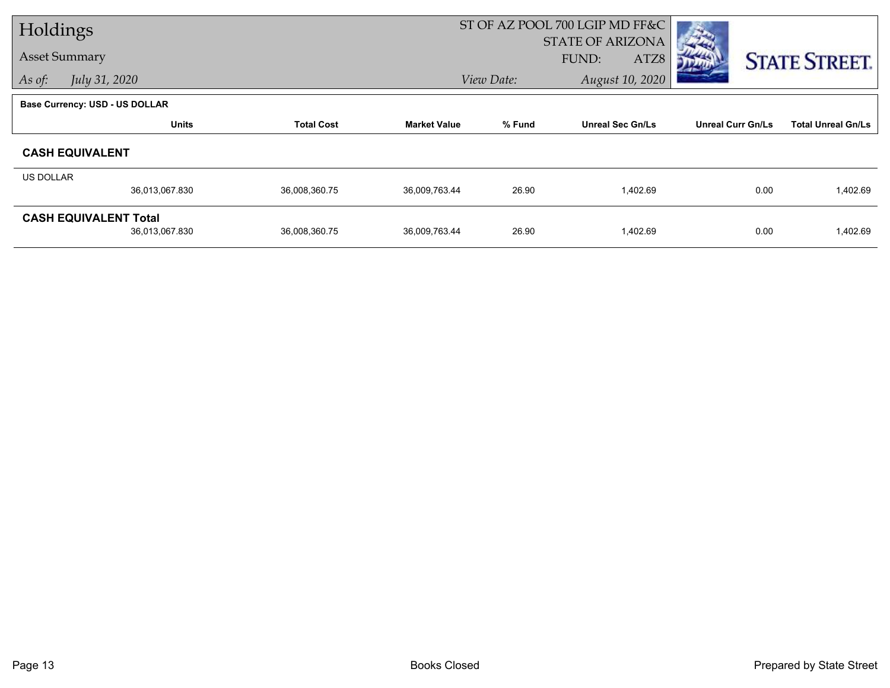# Holdings

## Asset Summary

*As of:* *July 31, 2020*

ST OF AZ POOL 700 LGIP MD FF&C
STATE OF ARIZONA
FUND: ATZ8
*View Date:* *August 10, 2020*

**Base Currency: USD - US DOLLAR**

| | Units | Total Cost | Market Value | % Fund | Unreal Sec Gn/Ls | Unreal Curr Gn/Ls | Total Unreal Gn/Ls |
|---|---|---|---|---|---|---|---|
| **CASH EQUIVALENT** | | | | | | | |
| US DOLLAR | 36,013,067.830 | 36,008,360.75 | 36,009,763.44 | 26.90 | 1,402.69 | 0.00 | 1,402.69 |
| **CASH EQUIVALENT Total** | 36,013,067.830 | 36,008,360.75 | 36,009,763.44 | 26.90 | 1,402.69 | 0.00 | 1,402.69 |

Books Closed

Prepared by State Street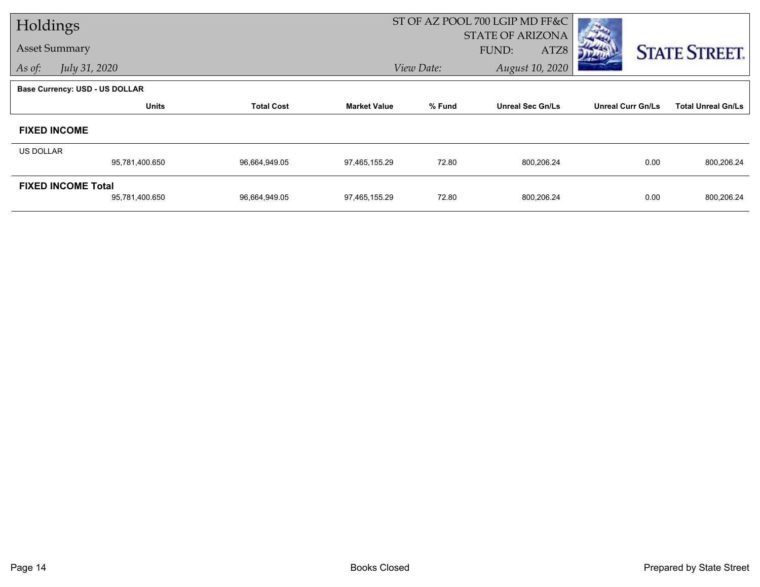# Holdings

## Asset Summary

*As of:* *July 31, 2020*

ST OF AZ POOL 700 LGIP MD FF&C
STATE OF ARIZONA
FUND: ATZ8

*View Date:* *August 10, 2020*

**Base Currency: USD - US DOLLAR**

| | Units | Total Cost | Market Value | % Fund | Unreal Sec Gn/Ls | Unreal Curr Gn/Ls | Total Unreal Gn/Ls |
|---|---|---|---|---|---|---|---|
| **FIXED INCOME** | | | | | | | |
| US DOLLAR | 95,781,400.650 | 96,664,949.05 | 97,465,155.29 | 72.80 | 800,206.24 | 0.00 | 800,206.24 |
| **FIXED INCOME Total** | 95,781,400.650 | 96,664,949.05 | 97,465,155.29 | 72.80 | 800,206.24 | 0.00 | 800,206.24 |

Books Closed

Prepared by State Street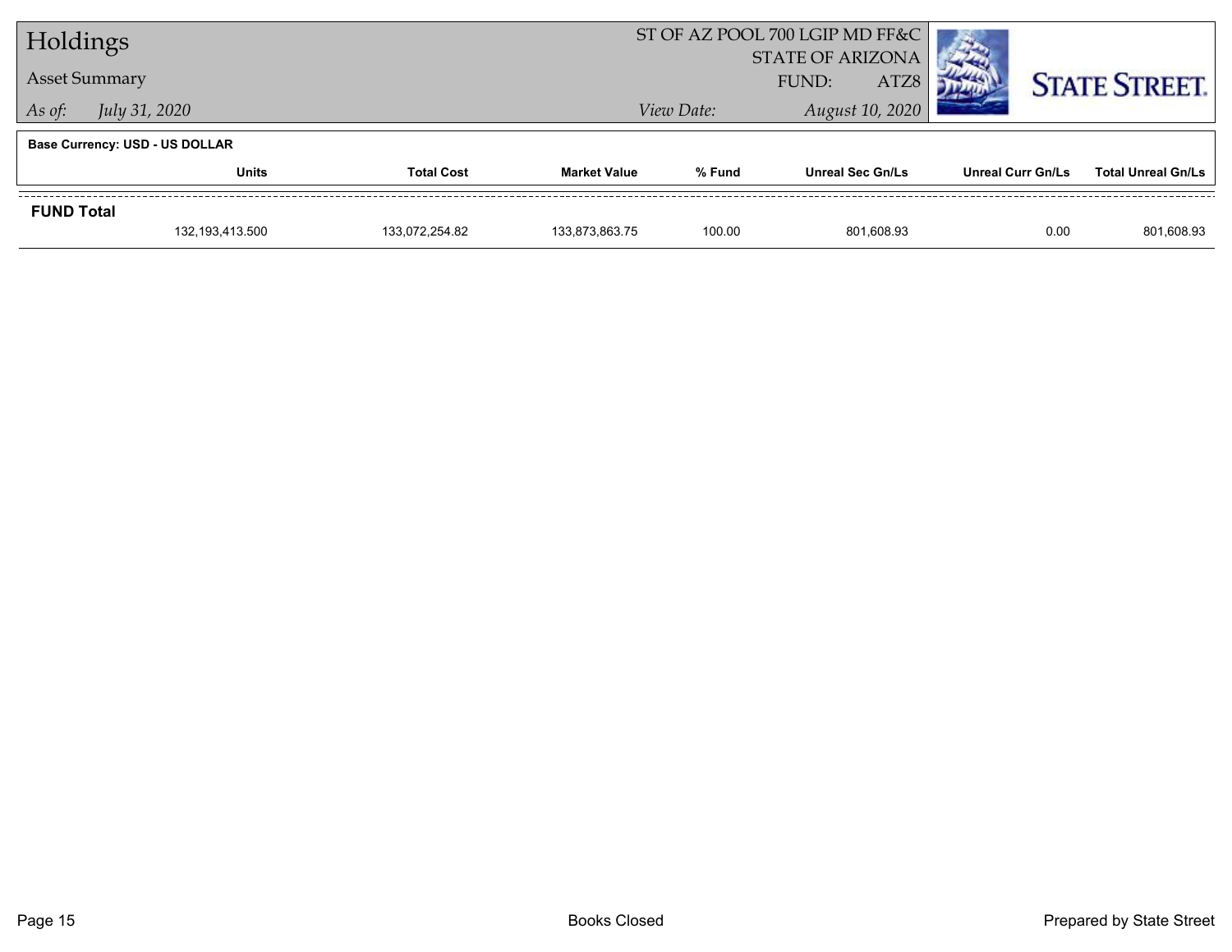# Holdings

## Asset Summary

*As of:* *July 31, 2020*

ST OF AZ POOL 700 LGIP MD FF&C
STATE OF ARIZONA
FUND: ATZ8

*View Date:* *August 10, 2020*

**Base Currency: USD - US DOLLAR**

| | Units | Total Cost | Market Value | % Fund | Unreal Sec Gn/Ls | Unreal Curr Gn/Ls | Total Unreal Gn/Ls |
|---|---|---|---|---|---|---|---|
| **FUND Total** | 132,193,413.500 | 133,072,254.82 | 133,873,863.75 | 100.00 | 801,608.93 | 0.00 | 801,608.93 |

Books Closed

Prepared by State Street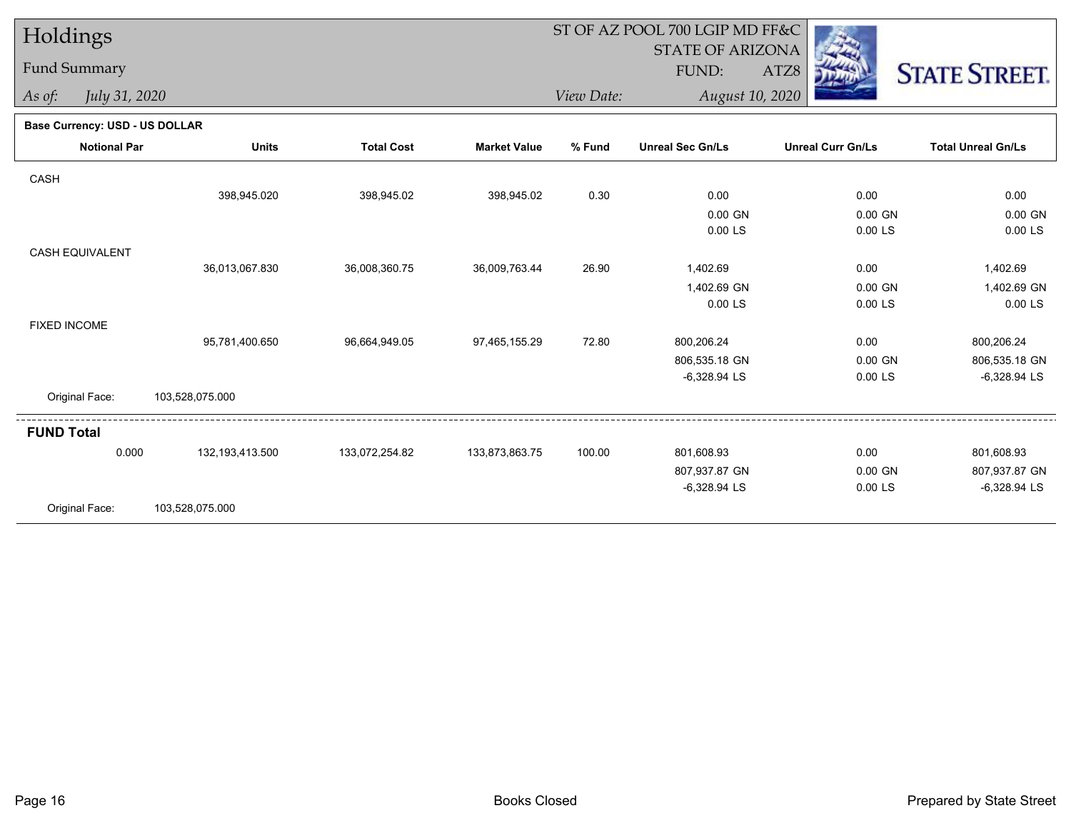# Holdings

Fund Summary

*As of:* *July 31, 2020*

ST OF AZ POOL 700 LGIP MD FF&C
STATE OF ARIZONA
FUND: ATZ8

*View Date:* *August 10, 2020*

**Base Currency: USD - US DOLLAR**

| Notional Par | Units | Total Cost | Market Value | % Fund | Unreal Sec Gn/Ls | Unreal Curr Gn/Ls | Total Unreal Gn/Ls |
|---|---|---|---|---|---|---|---|
| CASH | | | | | | | |
| | 398,945.020 | 398,945.02 | 398,945.02 | 0.30 | 0.00 | 0.00 | 0.00 |
| | | | | | 0.00 GN | 0.00 GN | 0.00 GN |
| | | | | | 0.00 LS | 0.00 LS | 0.00 LS |
| CASH EQUIVALENT | | | | | | | |
| | 36,013,067.830 | 36,008,360.75 | 36,009,763.44 | 26.90 | 1,402.69 | 0.00 | 1,402.69 |
| | | | | | 1,402.69 GN | 0.00 GN | 1,402.69 GN |
| | | | | | 0.00 LS | 0.00 LS | 0.00 LS |
| FIXED INCOME | | | | | | | |
| | 95,781,400.650 | 96,664,949.05 | 97,465,155.29 | 72.80 | 800,206.24 | 0.00 | 800,206.24 |
| | | | | | 806,535.18 GN | 0.00 GN | 806,535.18 GN |
| | | | | | -6,328.94 LS | 0.00 LS | -6,328.94 LS |
| Original Face: 103,528,075.000 | | | | | | | |
| **FUND Total** | | | | | | | |
| 0.000 | 132,193,413.500 | 133,072,254.82 | 133,873,863.75 | 100.00 | 801,608.93 | 0.00 | 801,608.93 |
| | | | | | 807,937.87 GN | 0.00 GN | 807,937.87 GN |
| | | | | | -6,328.94 LS | 0.00 LS | -6,328.94 LS |
| Original Face: 103,528,075.000 | | | | | | | |

Books Closed

Prepared by State Street